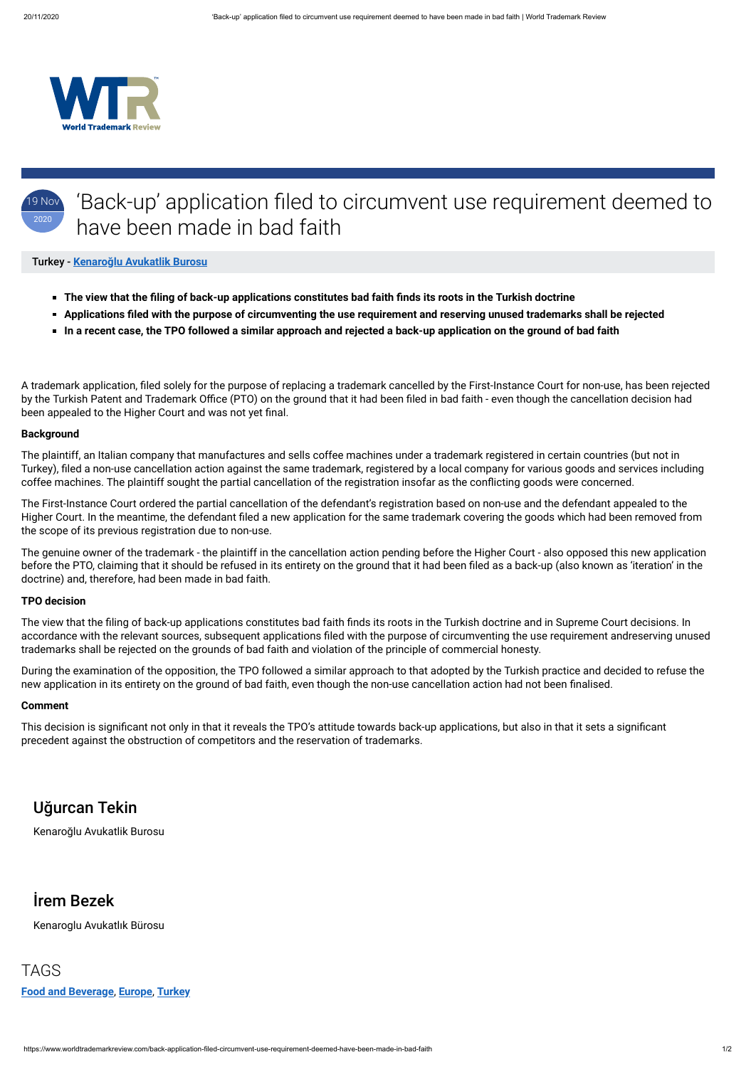# 'Back-up' application filed to circumvent use requirement deemed to have been made in bad faith

19 Nov 2020

**Turkey - Kenaroğlu Avukatlik Burosu**

- **The view that the filing of back-up applications constitutes bad faith finds its roots in the Turkish doctrine**
- **Applications filed with the purpose of circumventing the use requirement and reserving unused trademarks shall be rejected**
- **In a recent case, the TPO followed a similar approach and rejected a back-up application on the ground of bad faith**

A trademark application, filed solely for the purpose of replacing a trademark cancelled by the First-Instance Court for non-use, has been rejected by the Turkish Patent and Trademark Office (PTO) on the ground that it had been filed in bad faith - even though the cancellation decision had been appealed to the Higher Court and was not yet final.

### Background

The plaintiff, an Italian company that manufactures and sells coffee machines under a trademark registered in certain countries (but not in Turkey), filed a non-use cancellation action against the same trademark, registered by a local company for various goods and services including coffee machines. The plaintiff sought the partial cancellation of the registration insofar as the conflicting goods were concerned.

The First-Instance Court ordered the partial cancellation of the defendant's registration based on non-use and the defendant appealed to the Higher Court. In the meantime, the defendant filed a new application for the same trademark covering the goods which had been removed from the scope of its previous registration due to non-use.

The genuine owner of the trademark - the plaintiff in the cancellation action pending before the Higher Court - also opposed this new application before the PTO, claiming that it should be refused in its entirety on the ground that it had been filed as a back-up (also known as 'iteration' in the doctrine) and, therefore, had been made in bad faith.

### TPO decision

The view that the filing of back-up applications constitutes bad faith finds its roots in the Turkish doctrine and in Supreme Court decisions. In accordance with the relevant sources, subsequent applications filed with the purpose of circumventing the use requirement andreserving unused trademarks shall be rejected on the grounds of bad faith and violation of the principle of commercial honesty.

During the examination of the opposition, the TPO followed a similar approach to that adopted by the Turkish practice and decided to refuse the new application in its entirety on the ground of bad faith, even though the non-use cancellation action had not been finalised.

### Comment

This decision is significant not only in that it reveals the TPO's attitude towards back-up applications, but also in that it sets a significant precedent against the obstruction of competitors and the reservation of trademarks.

## Uğurcan Tekin

Kenaroğlu Avukatlik Burosu

## İrem Bezek

Kenaroglu Avukatlık Bürosu

## TAGS

**Food and Beverage**, **Europe**, **Turkey**